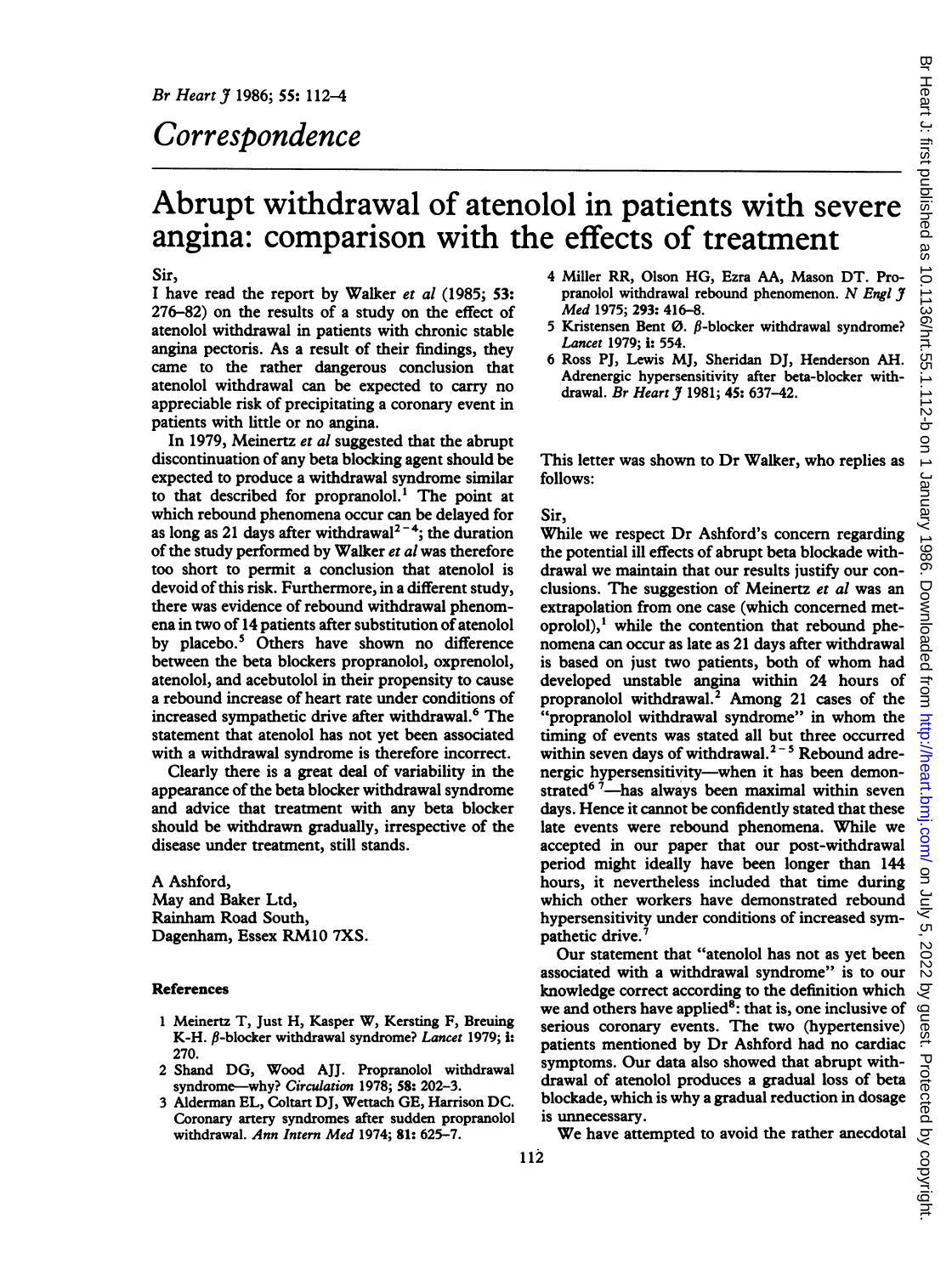# Correspondence

## Abrupt withdrawal of atenolol in patients with severe angina: comparison with the effects of treatment

Sir,

I have read the report by Walker *et al* (1985; **53**: 276–82) on the results of a study on the effect of atenolol withdrawal in patients with chronic stable angina pectoris. As a result of their findings, they came to the rather dangerous conclusion that atenolol withdrawal can be expected to carry no appreciable risk of precipitating a coronary event in patients with little or no angina.

In 1979, Meinertz *et al* suggested that the abrupt discontinuation of any beta blocking agent should be expected to produce a withdrawal syndrome similar to that described for propranolol.[1] The point at which rebound phenomena occur can be delayed for as long as 21 days after withdrawal[2–4]; the duration of the study performed by Walker *et al* was therefore too short to permit a conclusion that atenolol is devoid of this risk. Furthermore, in a different study, there was evidence of rebound withdrawal phenomena in two of 14 patients after substitution of atenolol by placebo.[5] Others have shown no difference between the beta blockers propranolol, oxprenolol, atenolol, and acebutolol in their propensity to cause a rebound increase of heart rate under conditions of increased sympathetic drive after withdrawal.[6] The statement that atenolol has not yet been associated with a withdrawal syndrome is therefore incorrect.

Clearly there is a great deal of variability in the appearance of the beta blocker withdrawal syndrome and advice that treatment with any beta blocker should be withdrawn gradually, irrespective of the disease under treatment, still stands.

A Ashford,
May and Baker Ltd,
Rainham Road South,
Dagenham, Essex RM10 7XS.

### References

1. Meinertz T, Just H, Kasper W, Kersting F, Breuing K-H. β-blocker withdrawal syndrome? *Lancet* 1979; **i**: 270.
2. Shand DG, Wood AJJ. Propranolol withdrawal syndrome—why? *Circulation* 1978; **58**: 202–3.
3. Alderman EL, Coltart DJ, Wettach GE, Harrison DC. Coronary artery syndromes after sudden propranolol withdrawal. *Ann Intern Med* 1974; **81**: 625–7.
4. Miller RR, Olson HG, Ezra AA, Mason DT. Propranolol withdrawal rebound phenomenon. *N Engl J Med* 1975; **293**: 416–8.
5. Kristensen Bent Ø. β-blocker withdrawal syndrome? *Lancet* 1979; **i**: 554.
6. Ross PJ, Lewis MJ, Sheridan DJ, Henderson AH. Adrenergic hypersensitivity after beta-blocker withdrawal. *Br Heart J* 1981; **45**: 637–42.

This letter was shown to Dr Walker, who replies as follows:

Sir,

While we respect Dr Ashford's concern regarding the potential ill effects of abrupt beta blockade withdrawal we maintain that our results justify our conclusions. The suggestion of Meinertz *et al* was an extrapolation from one case (which concerned metoprolol),[1] while the contention that rebound phenomena can occur as late as 21 days after withdrawal is based on just two patients, both of whom had developed unstable angina within 24 hours of propranolol withdrawal.[2] Among 21 cases of the "propranolol withdrawal syndrome" in whom the timing of events was stated all but three occurred within seven days of withdrawal.[2–5] Rebound adrenergic hypersensitivity—when it has been demonstrated[6 7]—has always been maximal within seven days. Hence it cannot be confidently stated that these late events were rebound phenomena. While we accepted in our paper that our post-withdrawal period might ideally have been longer than 144 hours, it nevertheless included that time during which other workers have demonstrated rebound hypersensitivity under conditions of increased sympathetic drive.[7]

Our statement that "atenolol has not as yet been associated with a withdrawal syndrome" is to our knowledge correct according to the definition which we and others have applied[8]: that is, one inclusive of serious coronary events. The two (hypertensive) patients mentioned by Dr Ashford had no cardiac symptoms. Our data also showed that abrupt withdrawal of atenolol produces a gradual loss of beta blockade, which is why a gradual reduction in dosage is unnecessary.

We have attempted to avoid the rather anecdotal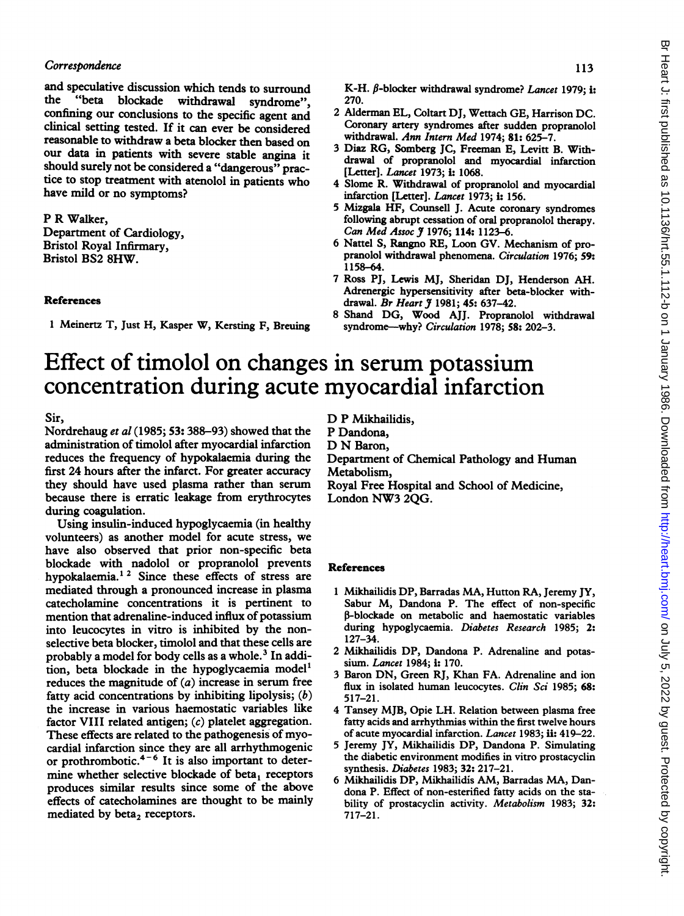and speculative discussion which tends to surround the "beta blockade withdrawal syndrome", confining our conclusions to the specific agent and clinical setting tested. If it can ever be considered reasonable to withdraw a beta blocker then based on our data in patients with severe stable angina it should surely not be considered a "dangerous" practice to stop treatment with atenolol in patients who have mild or no symptoms?

P R Walker,
Department of Cardiology,
Bristol Royal Infirmary,
Bristol BS2 8HW.

### References

1. Meinertz T, Just H, Kasper W, Kersting F, Breuing K-H. β-blocker withdrawal syndrome? *Lancet* 1979; **i:** 270.
2. Alderman EL, Coltart DJ, Wettach GE, Harrison DC. Coronary artery syndromes after sudden propranolol withdrawal. *Ann Intern Med* 1974; **81:** 625–7.
3. Diaz RG, Somberg JC, Freeman E, Levitt B. Withdrawal of propranolol and myocardial infarction [Letter]. *Lancet* 1973; **i:** 1068.
4. Slome R. Withdrawal of propranolol and myocardial infarction [Letter]. *Lancet* 1973; **i:** 156.
5. Mizgala HF, Counsell J. Acute coronary syndromes following abrupt cessation of oral propranolol therapy. *Can Med Assoc J* 1976; **114:** 1123–6.
6. Nattel S, Rangno RE, Loon GV. Mechanism of propranolol withdrawal phenomena. *Circulation* 1976; **59:** 1158–64.
7. Ross PJ, Lewis MJ, Sheridan DJ, Henderson AH. Adrenergic hypersensitivity after beta-blocker withdrawal. *Br Heart J* 1981; **45:** 637–42.
8. Shand DG, Wood AJJ. Propranolol withdrawal syndrome—why? *Circulation* 1978; **58:** 202–3.

# Effect of timolol on changes in serum potassium concentration during acute myocardial infarction

Sir,

Nordrehaug *et al* (1985; **53:** 388–93) showed that the administration of timolol after myocardial infarction reduces the frequency of hypokalaemia during the first 24 hours after the infarct. For greater accuracy they should have used plasma rather than serum because there is erratic leakage from erythrocytes during coagulation.

Using insulin-induced hypoglycaemia (in healthy volunteers) as another model for acute stress, we have also observed that prior non-specific beta blockade with nadolol or propranolol prevents hypokalaemia.[1 2] Since these effects of stress are mediated through a pronounced increase in plasma catecholamine concentrations it is pertinent to mention that adrenaline-induced influx of potassium into leucocytes in vitro is inhibited by the non-selective beta blocker, timolol and that these cells are probably a model for body cells as a whole.[3] In addition, beta blockade in the hypoglycaemia model[1] reduces the magnitude of (*a*) increase in serum free fatty acid concentrations by inhibiting lipolysis; (*b*) the increase in various haemostatic variables like factor VIII related antigen; (*c*) platelet aggregation. These effects are related to the pathogenesis of myocardial infarction since they are all arrhythmogenic or prothrombotic.[4–6] It is also important to determine whether selective blockade of $beta_1$ receptors produces similar results since some of the above effects of catecholamines are thought to be mainly mediated by $beta_2$ receptors.

D P Mikhailidis,
P Dandona,
D N Baron,
Department of Chemical Pathology and Human Metabolism,
Royal Free Hospital and School of Medicine,
London NW3 2QG.

### References

1. Mikhailidis DP, Barradas MA, Hutton RA, Jeremy JY, Sabur M, Dandona P. The effect of non-specific β-blockade on metabolic and haemostatic variables during hypoglycaemia. *Diabetes Research* 1985; **2:** 127–34.
2. Mikhailidis DP, Dandona P. Adrenaline and potassium. *Lancet* 1984; **i:** 170.
3. Baron DN, Green RJ, Khan FA. Adrenaline and ion flux in isolated human leucocytes. *Clin Sci* 1985; **68:** 517–21.
4. Tansey MJB, Opie LH. Relation between plasma free fatty acids and arrhythmias within the first twelve hours of acute myocardial infarction. *Lancet* 1983; **ii:** 419–22.
5. Jeremy JY, Mikhailidis DP, Dandona P. Simulating the diabetic environment modifies in vitro prostacyclin synthesis. *Diabetes* 1983; **32:** 217–21.
6. Mikhailidis DP, Mikhailidis AM, Barradas MA, Dandona P. Effect of non-esterified fatty acids on the stability of prostacyclin activity. *Metabolism* 1983; **32:** 717–21.